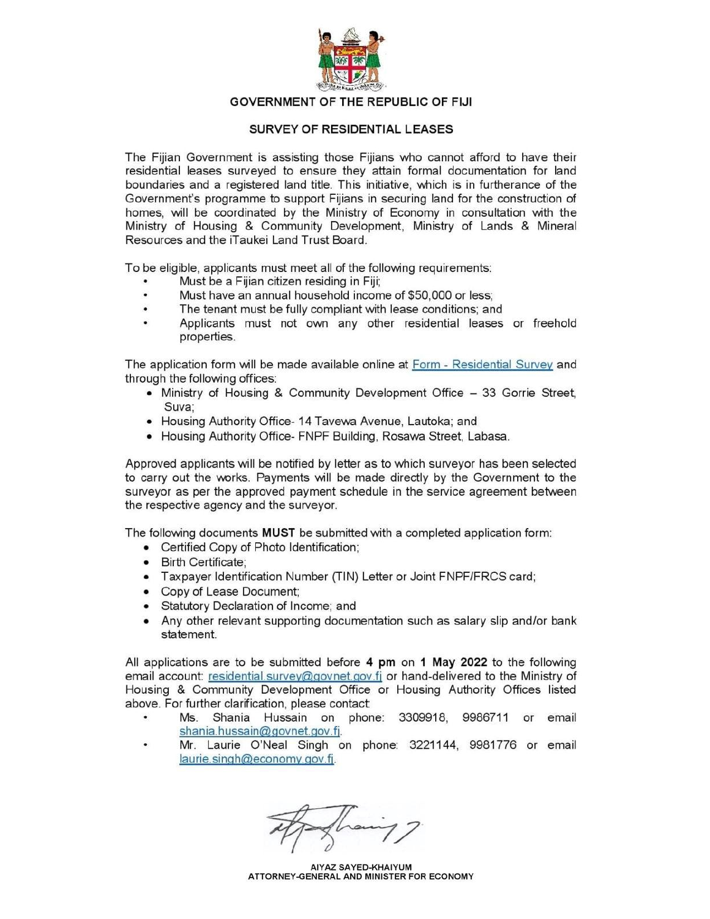# GOVERNMENT OF THE REPUBLIC OF FIJI

## SURVEY OF RESIDENTIAL LEASES

The Fijian Government is assisting those Fijians who cannot afford to have their residential leases surveyed to ensure they attain formal documentation for land boundaries and a registered land title. This initiative, which is in furtherance of the Government's programme to support Fijians in securing land for the construction of homes, will be coordinated by the Ministry of Economy in consultation with the Ministry of Housing & Community Development, Ministry of Lands & Mineral Resources and the iTaukei Land Trust Board.

To be eligible, applicants must meet all of the following requirements:

- Must be a Fijian citizen residing in Fiji;
- Must have an annual household income of $50,000 or less;
- The tenant must be fully compliant with lease conditions; and
- Applicants must not own any other residential leases or freehold properties.

The application form will be made available online at Form - Residential Survey and through the following offices:

- Ministry of Housing & Community Development Office – 33 Gorrie Street, Suva;
- Housing Authority Office- 14 Tavewa Avenue, Lautoka; and
- Housing Authority Office- FNPF Building, Rosawa Street, Labasa.

Approved applicants will be notified by letter as to which surveyor has been selected to carry out the works. Payments will be made directly by the Government to the surveyor as per the approved payment schedule in the service agreement between the respective agency and the surveyor.

The following documents **MUST** be submitted with a completed application form:

- Certified Copy of Photo Identification;
- Birth Certificate;
- Taxpayer Identification Number (TIN) Letter or Joint FNPF/FRCS card;
- Copy of Lease Document;
- Statutory Declaration of Income; and
- Any other relevant supporting documentation such as salary slip and/or bank statement.

All applications are to be submitted before **4 pm** on **1 May 2022** to the following email account: residential.survey@govnet.gov.fj or hand-delivered to the Ministry of Housing & Community Development Office or Housing Authority Offices listed above. For further clarification, please contact:

- Ms. Shania Hussain on phone: 3309918, 9986711 or email shania.hussain@govnet.gov.fj.
- Mr. Laurie O'Neal Singh on phone: 3221144, 9981776 or email laurie.singh@economy.gov.fj.

**AIYAZ SAYED-KHAIYUM**
**ATTORNEY-GENERAL AND MINISTER FOR ECONOMY**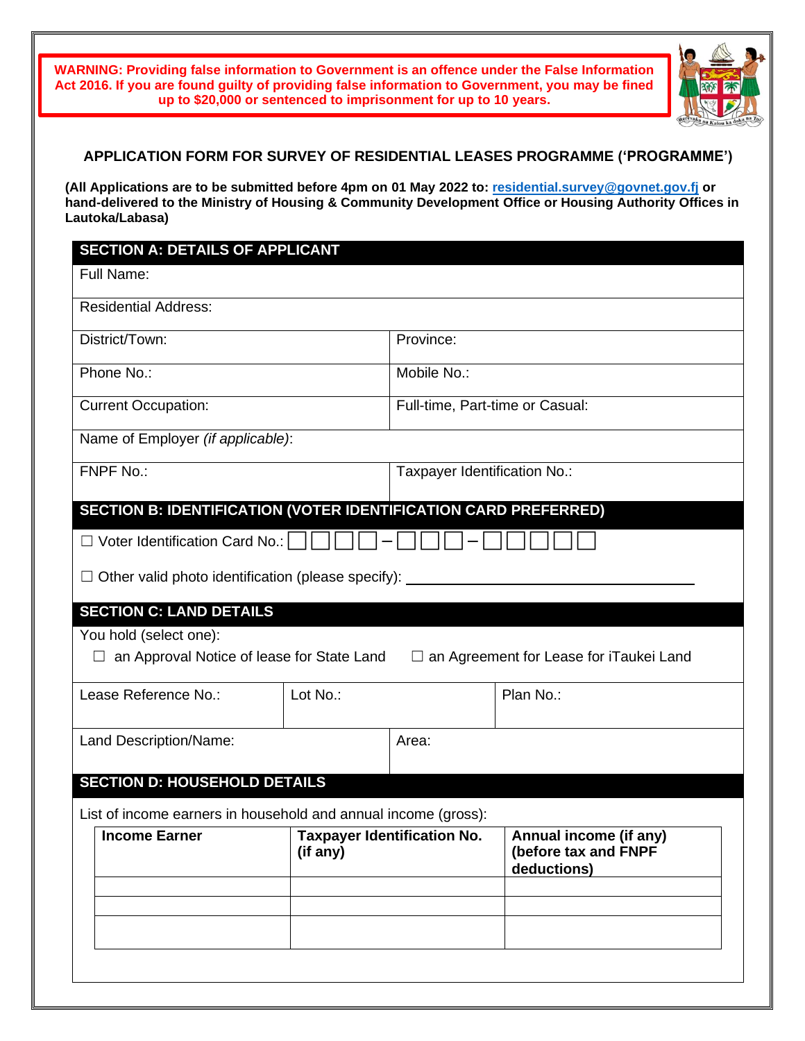**WARNING: Providing false information to Government is an offence under the False Information Act 2016. If you are found guilty of providing false information to Government, you may be fined up to $20,000 or sentenced to imprisonment for up to 10 years.**

## APPLICATION FORM FOR SURVEY OF RESIDENTIAL LEASES PROGRAMME ('PROGRAMME')

**(All Applications are to be submitted before 4pm on 01 May 2022 to: residential.survey@govnet.gov.fj or hand-delivered to the Ministry of Housing & Community Development Office or Housing Authority Offices in Lautoka/Labasa)**

### SECTION A: DETAILS OF APPLICANT

| | |
|---|---|
| Full Name: | |
| Residential Address: | |
| District/Town: | Province: |
| Phone No.: | Mobile No.: |
| Current Occupation: | Full-time, Part-time or Casual: |
| Name of Employer *(if applicable)*: | |
| FNPF No.: | Taxpayer Identification No.: |

### SECTION B: IDENTIFICATION (VOTER IDENTIFICATION CARD PREFERRED)

☐ Voter Identification Card No.: ☐☐☐☐ – ☐☐☐ – ☐☐☐☐☐

☐ Other valid photo identification (please specify): ____________________

### SECTION C: LAND DETAILS

You hold (select one):

☐ an Approval Notice of lease for State Land ☐ an Agreement for Lease for iTaukei Land

| | | |
|---|---|---|
| Lease Reference No.: | Lot No.: | Plan No.: |
| Land Description/Name: | Area: | |

### SECTION D: HOUSEHOLD DETAILS

List of income earners in household and annual income (gross):

| Income Earner | Taxpayer Identification No. (if any) | Annual income (if any) (before tax and FNPF deductions) |
|---|---|---|
| | | |
| | | |
| | | |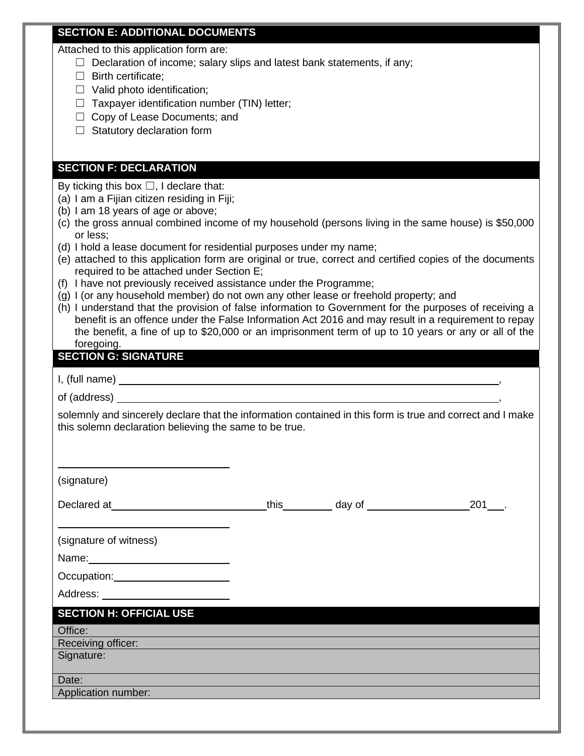## SECTION E: ADDITIONAL DOCUMENTS

Attached to this application form are:

- ☐ Declaration of income; salary slips and latest bank statements, if any;
- ☐ Birth certificate;
- ☐ Valid photo identification;
- ☐ Taxpayer identification number (TIN) letter;
- ☐ Copy of Lease Documents; and
- ☐ Statutory declaration form

## SECTION F: DECLARATION

By ticking this box ☐, I declare that:

(a) I am a Fijian citizen residing in Fiji;

(b) I am 18 years of age or above;

(c) the gross annual combined income of my household (persons living in the same house) is $50,000 or less;

(d) I hold a lease document for residential purposes under my name;

(e) attached to this application form are original or true, correct and certified copies of the documents required to be attached under Section E;

(f) I have not previously received assistance under the Programme;

(g) I (or any household member) do not own any other lease or freehold property; and

(h) I understand that the provision of false information to Government for the purposes of receiving a benefit is an offence under the False Information Act 2016 and may result in a requirement to repay the benefit, a fine of up to $20,000 or an imprisonment term of up to 10 years or any or all of the foregoing.

## SECTION G: SIGNATURE

I, (full name) ______________________________________________,

of (address) ______________________________________________,

solemnly and sincerely declare that the information contained in this form is true and correct and I make this solemn declaration believing the same to be true.

______________________________

(signature)

Declared at ____________________ this ________ day of ______________ 201___.

______________________________

(signature of witness)

Name: ____________________

Occupation: ____________________

Address: ____________________

## SECTION H: OFFICIAL USE

| |
|---|
| Office: |
| Receiving officer: |
| Signature: |
| Date: |
| Application number: |